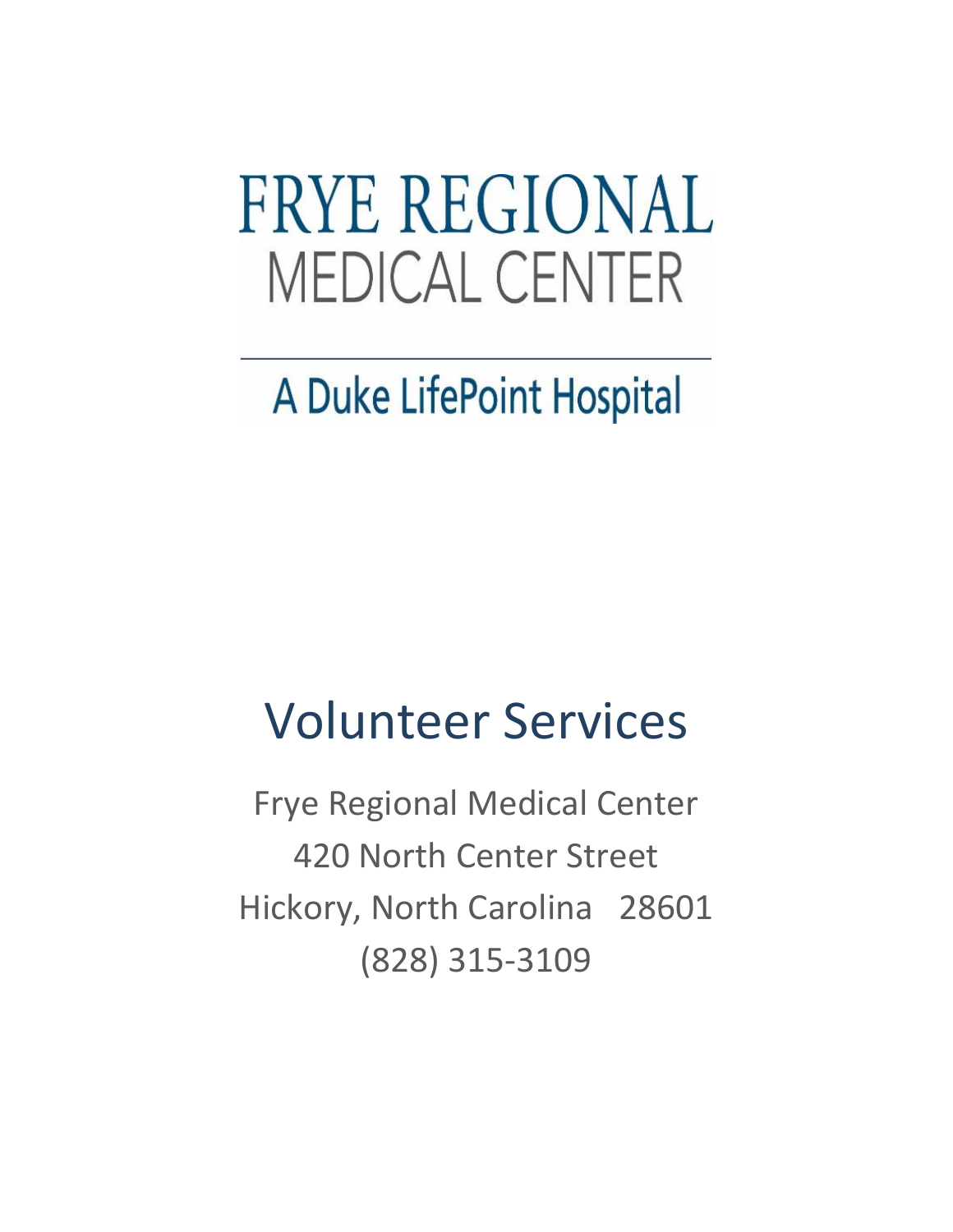# FRYE REGIONAL MEDICAL CENTER

A Duke LifePoint Hospital

## Volunteer Services

Frye Regional Medical Center
420 North Center Street
Hickory, North Carolina 28601
(828) 315-3109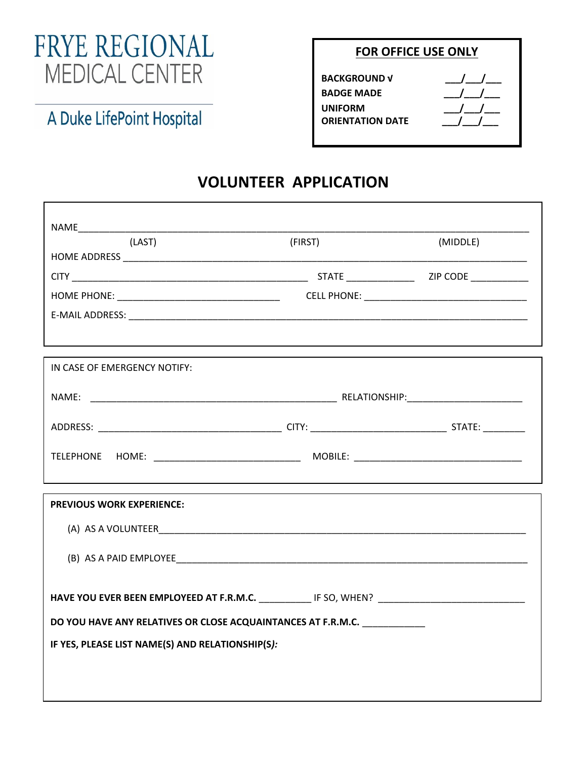FRYE REGIONAL
MEDICAL CENTER

A Duke LifePoint Hospital

| **FOR OFFICE USE ONLY** | |
|---|---|
| **BACKGROUND √** | ___/___/___ |
| **BADGE MADE** | ___/___/___ |
| **UNIFORM** | ___/___/___ |
| **ORIENTATION DATE** | ___/___/___ |

# VOLUNTEER APPLICATION

NAME______________________________________________________________________________
(LAST) (FIRST) (MIDDLE)

HOME ADDRESS _______________________________________________________________________

CITY ________________________________________ STATE ____________ ZIP CODE __________

HOME PHONE: ____________________________ CELL PHONE: _____________________________

E-MAIL ADDRESS: _____________________________________________________________________

IN CASE OF EMERGENCY NOTIFY:

NAME: ____________________________________________ RELATIONSHIP:____________________

ADDRESS: _________________________________ CITY: ________________________ STATE: ________

TELEPHONE HOME: ___________________________ MOBILE: _______________________________

**PREVIOUS WORK EXPERIENCE:**

(A) AS A VOLUNTEER___________________________________________________________________

(B) AS A PAID EMPLOYEE_______________________________________________________________

**HAVE YOU EVER BEEN EMPLOYEED AT F.R.M.C.** __________ IF SO, WHEN? ___________________________

**DO YOU HAVE ANY RELATIVES OR CLOSE ACQUAINTANCES AT F.R.M.C.** ____________

**IF YES, PLEASE LIST NAME(S) AND RELATIONSHIP(S*):***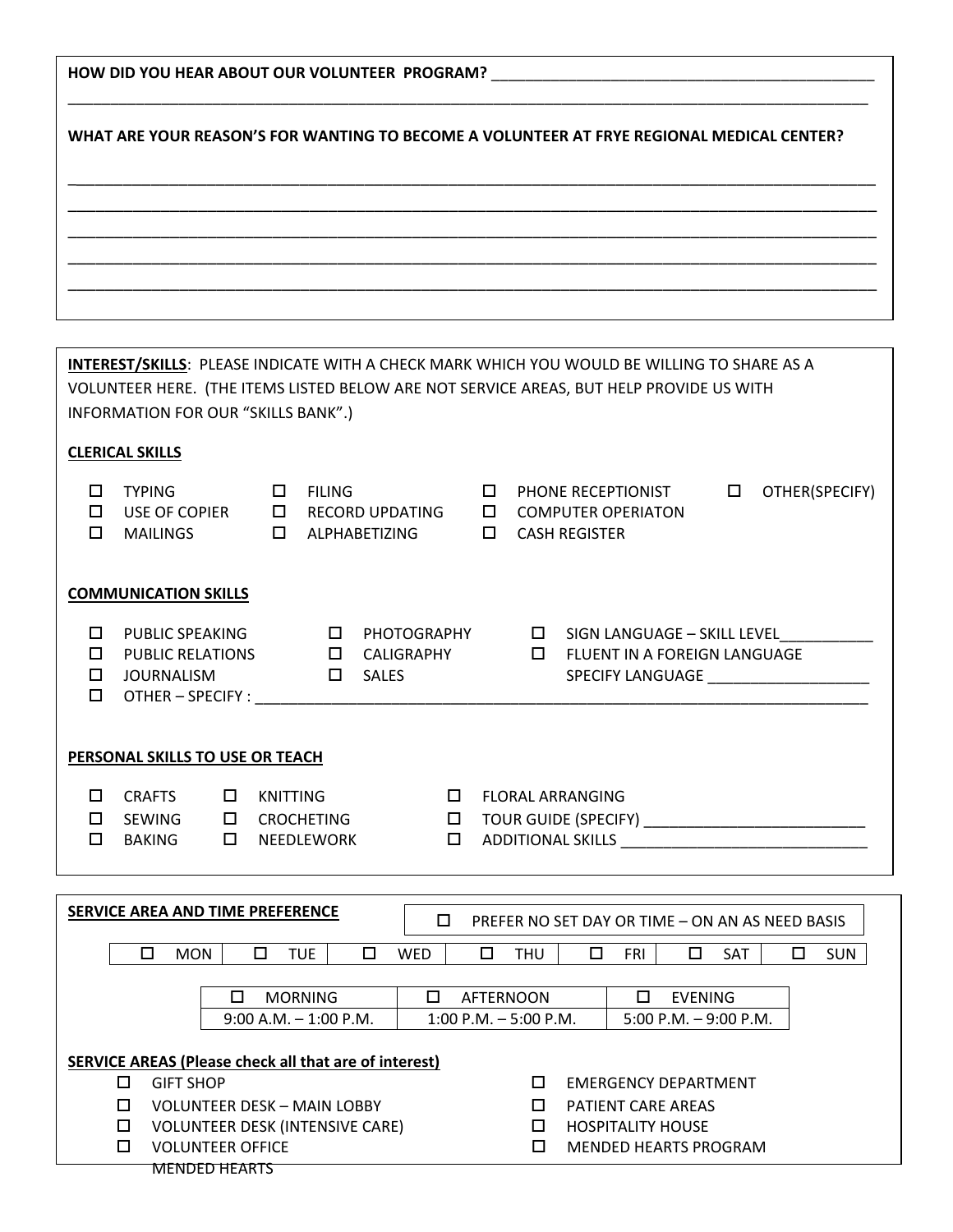**HOW DID YOU HEAR ABOUT OUR VOLUNTEER PROGRAM?** _______________________________________________

_______________________________________________________________________________________________

**WHAT ARE YOUR REASON'S FOR WANTING TO BECOME A VOLUNTEER AT FRYE REGIONAL MEDICAL CENTER?**

_______________________________________________________________________________________________

_______________________________________________________________________________________________

_______________________________________________________________________________________________

_______________________________________________________________________________________________

_______________________________________________________________________________________________

**INTEREST/SKILLS**: PLEASE INDICATE WITH A CHECK MARK WHICH YOU WOULD BE WILLING TO SHARE AS A VOLUNTEER HERE. (THE ITEMS LISTED BELOW ARE NOT SERVICE AREAS, BUT HELP PROVIDE US WITH INFORMATION FOR OUR "SKILLS BANK".)

**CLERICAL SKILLS**

- ☐ TYPING
- ☐ USE OF COPIER
- ☐ MAILINGS
- ☐ FILING
- ☐ RECORD UPDATING
- ☐ ALPHABETIZING
- ☐ PHONE RECEPTIONIST
- ☐ COMPUTER OPERIATON
- ☐ CASH REGISTER
- ☐ OTHER(SPECIFY)

**COMMUNICATION SKILLS**

- ☐ PUBLIC SPEAKING
- ☐ PUBLIC RELATIONS
- ☐ JOURNALISM
- ☐ PHOTOGRAPHY
- ☐ CALIGRAPHY
- ☐ SALES
- ☐ SIGN LANGUAGE – SKILL LEVEL___________
- ☐ FLUENT IN A FOREIGN LANGUAGE  
  SPECIFY LANGUAGE ___________________
- ☐ OTHER – SPECIFY : _______________________________________________________________

**PERSONAL SKILLS TO USE OR TEACH**

- ☐ CRAFTS
- ☐ SEWING
- ☐ BAKING
- ☐ KNITTING
- ☐ CROCHETING
- ☐ NEEDLEWORK
- ☐ FLORAL ARRANGING
- ☐ TOUR GUIDE (SPECIFY) __________________________
- ☐ ADDITIONAL SKILLS _____________________________

**SERVICE AREA AND TIME PREFERENCE**

☐ PREFER NO SET DAY OR TIME – ON AN AS NEED BASIS

| ☐ MON | ☐ TUE | ☐ WED | ☐ THU | ☐ FRI | ☐ SAT | ☐ SUN |
|---|---|---|---|---|---|---|

| ☐ MORNING | ☐ AFTERNOON | ☐ EVENING |
|---|---|---|
| 9:00 A.M. – 1:00 P.M. | 1:00 P.M. – 5:00 P.M. | 5:00 P.M. – 9:00 P.M. |

**SERVICE AREAS (Please check all that are of interest)**

- ☐ GIFT SHOP
- ☐ VOLUNTEER DESK – MAIN LOBBY
- ☐ VOLUNTEER DESK (INTENSIVE CARE)
- ☐ VOLUNTEER OFFICE
- ☐ EMERGENCY DEPARTMENT
- ☐ PATIENT CARE AREAS
- ☐ HOSPITALITY HOUSE
- ☐ MENDED HEARTS PROGRAM

~~MENDED HEARTS~~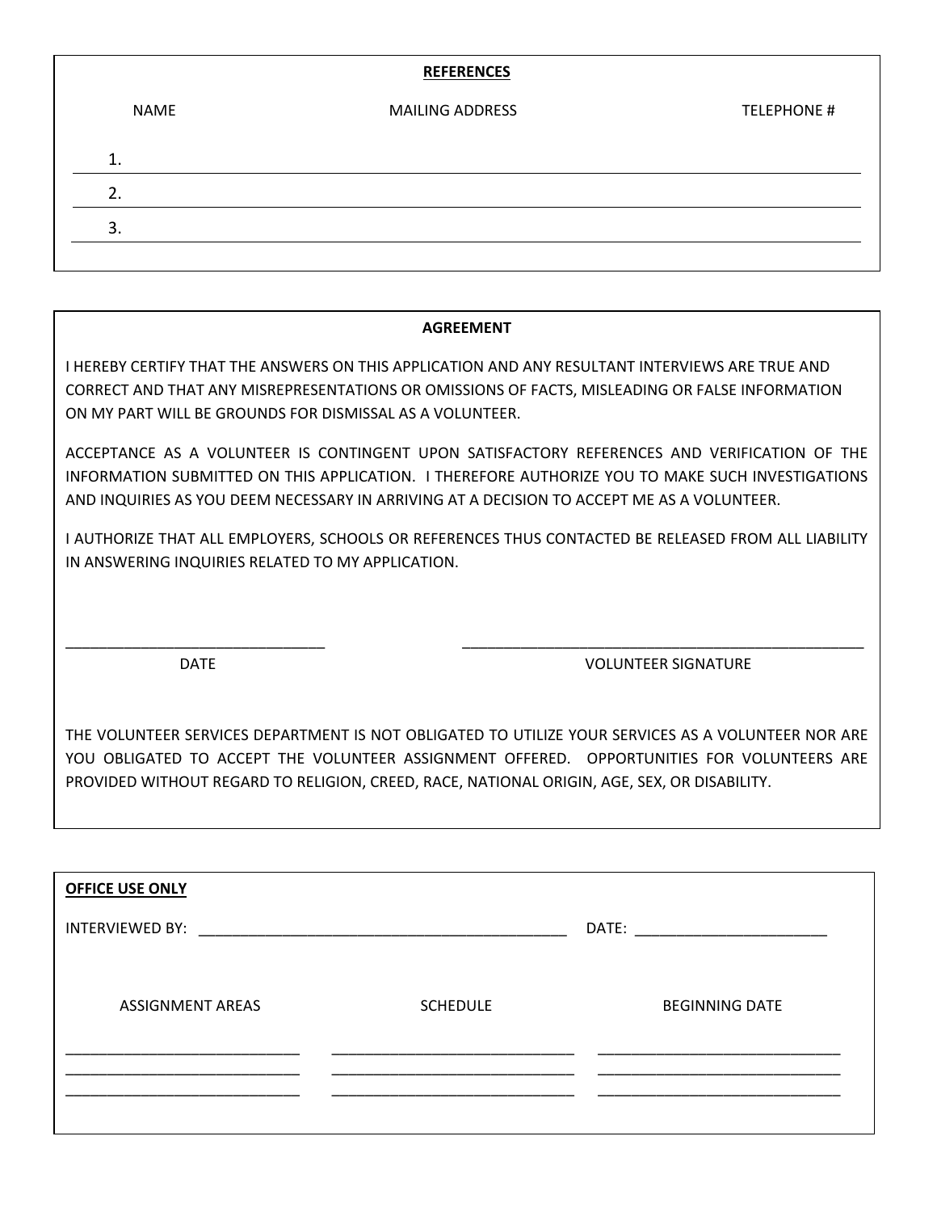## REFERENCES

| | NAME | MAILING ADDRESS | TELEPHONE # |
|---|---|---|---|
| 1. | | | |
| 2. | | | |
| 3. | | | |

## AGREEMENT

I HEREBY CERTIFY THAT THE ANSWERS ON THIS APPLICATION AND ANY RESULTANT INTERVIEWS ARE TRUE AND CORRECT AND THAT ANY MISREPRESENTATIONS OR OMISSIONS OF FACTS, MISLEADING OR FALSE INFORMATION ON MY PART WILL BE GROUNDS FOR DISMISSAL AS A VOLUNTEER.

ACCEPTANCE AS A VOLUNTEER IS CONTINGENT UPON SATISFACTORY REFERENCES AND VERIFICATION OF THE INFORMATION SUBMITTED ON THIS APPLICATION. I THEREFORE AUTHORIZE YOU TO MAKE SUCH INVESTIGATIONS AND INQUIRIES AS YOU DEEM NECESSARY IN ARRIVING AT A DECISION TO ACCEPT ME AS A VOLUNTEER.

I AUTHORIZE THAT ALL EMPLOYERS, SCHOOLS OR REFERENCES THUS CONTACTED BE RELEASED FROM ALL LIABILITY IN ANSWERING INQUIRIES RELATED TO MY APPLICATION.

_______________________________ DATE

_______________________________________________ VOLUNTEER SIGNATURE

THE VOLUNTEER SERVICES DEPARTMENT IS NOT OBLIGATED TO UTILIZE YOUR SERVICES AS A VOLUNTEER NOR ARE YOU OBLIGATED TO ACCEPT THE VOLUNTEER ASSIGNMENT OFFERED. OPPORTUNITIES FOR VOLUNTEERS ARE PROVIDED WITHOUT REGARD TO RELIGION, CREED, RACE, NATIONAL ORIGIN, AGE, SEX, OR DISABILITY.

**OFFICE USE ONLY**

INTERVIEWED BY: ____________________________________________ DATE: _______________________

| ASSIGNMENT AREAS | SCHEDULE | BEGINNING DATE |
|---|---|---|
| ____________________________ | ____________________________ | ____________________________ |
| ____________________________ | ____________________________ | ____________________________ |
| ____________________________ | ____________________________ | ____________________________ |